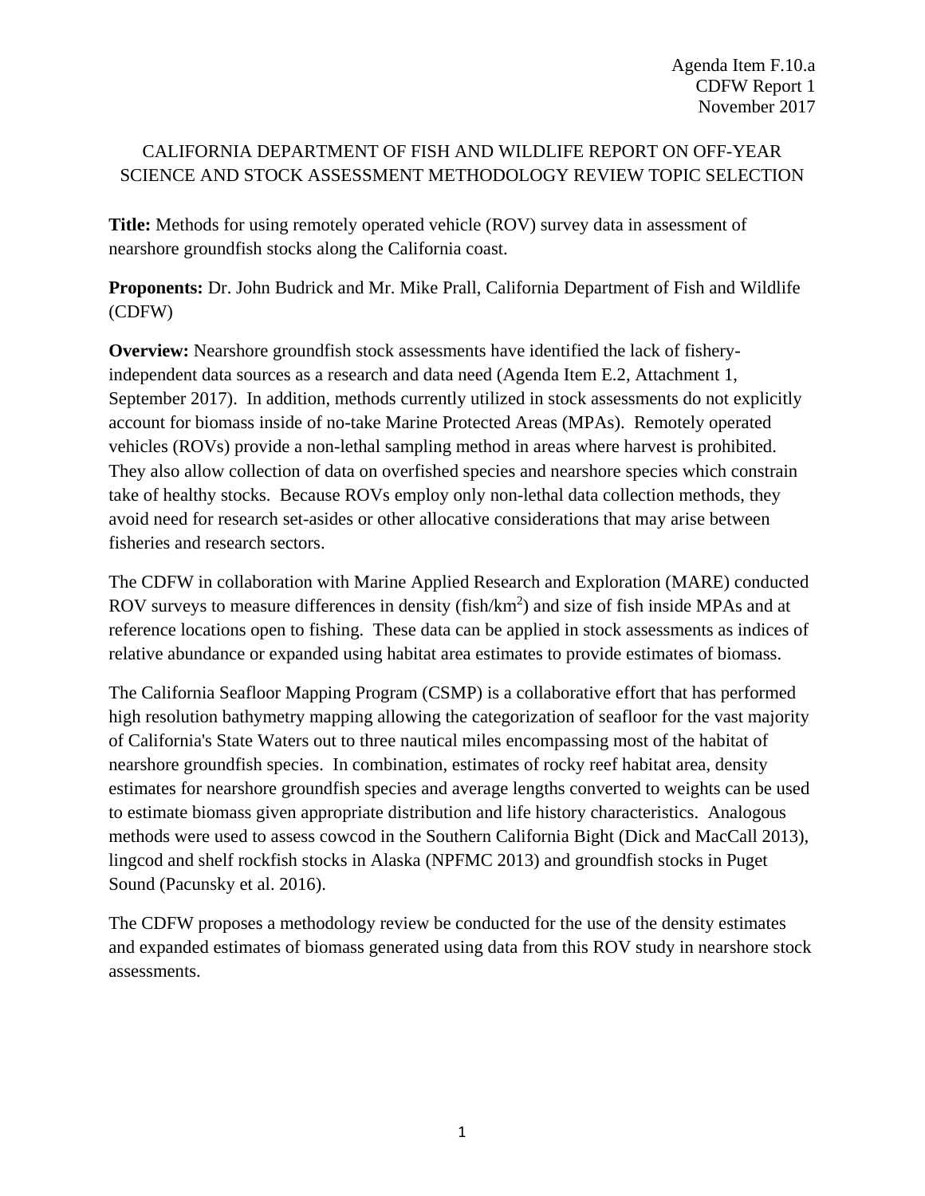Agenda Item F.10.a
CDFW Report 1
November 2017

# CALIFORNIA DEPARTMENT OF FISH AND WILDLIFE REPORT ON OFF-YEAR SCIENCE AND STOCK ASSESSMENT METHODOLOGY REVIEW TOPIC SELECTION

**Title:** Methods for using remotely operated vehicle (ROV) survey data in assessment of nearshore groundfish stocks along the California coast.

**Proponents:** Dr. John Budrick and Mr. Mike Prall, California Department of Fish and Wildlife (CDFW)

**Overview:** Nearshore groundfish stock assessments have identified the lack of fishery-independent data sources as a research and data need (Agenda Item E.2, Attachment 1, September 2017). In addition, methods currently utilized in stock assessments do not explicitly account for biomass inside of no-take Marine Protected Areas (MPAs). Remotely operated vehicles (ROVs) provide a non-lethal sampling method in areas where harvest is prohibited. They also allow collection of data on overfished species and nearshore species which constrain take of healthy stocks. Because ROVs employ only non-lethal data collection methods, they avoid need for research set-asides or other allocative considerations that may arise between fisheries and research sectors.

The CDFW in collaboration with Marine Applied Research and Exploration (MARE) conducted ROV surveys to measure differences in density (fish/km$^2$) and size of fish inside MPAs and at reference locations open to fishing. These data can be applied in stock assessments as indices of relative abundance or expanded using habitat area estimates to provide estimates of biomass.

The California Seafloor Mapping Program (CSMP) is a collaborative effort that has performed high resolution bathymetry mapping allowing the categorization of seafloor for the vast majority of California's State Waters out to three nautical miles encompassing most of the habitat of nearshore groundfish species. In combination, estimates of rocky reef habitat area, density estimates for nearshore groundfish species and average lengths converted to weights can be used to estimate biomass given appropriate distribution and life history characteristics. Analogous methods were used to assess cowcod in the Southern California Bight (Dick and MacCall 2013), lingcod and shelf rockfish stocks in Alaska (NPFMC 2013) and groundfish stocks in Puget Sound (Pacunsky et al. 2016).

The CDFW proposes a methodology review be conducted for the use of the density estimates and expanded estimates of biomass generated using data from this ROV study in nearshore stock assessments.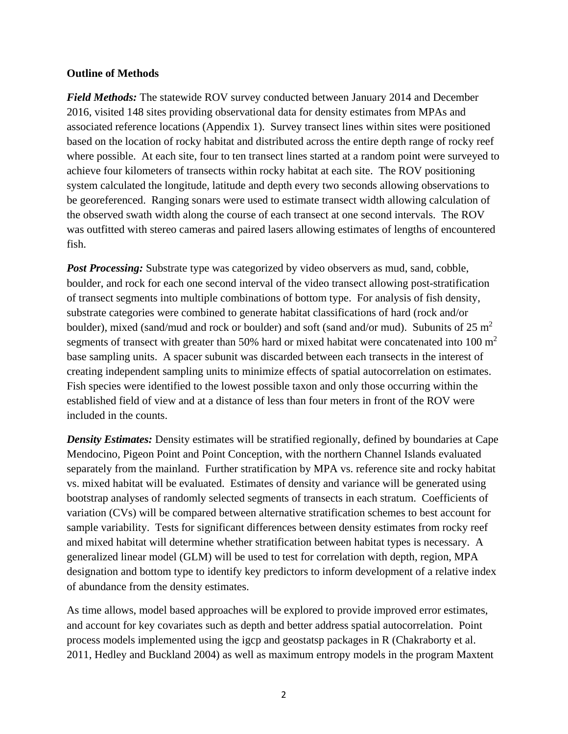**Outline of Methods**

***Field Methods:*** The statewide ROV survey conducted between January 2014 and December 2016, visited 148 sites providing observational data for density estimates from MPAs and associated reference locations (Appendix 1). Survey transect lines within sites were positioned based on the location of rocky habitat and distributed across the entire depth range of rocky reef where possible. At each site, four to ten transect lines started at a random point were surveyed to achieve four kilometers of transects within rocky habitat at each site. The ROV positioning system calculated the longitude, latitude and depth every two seconds allowing observations to be georeferenced. Ranging sonars were used to estimate transect width allowing calculation of the observed swath width along the course of each transect at one second intervals. The ROV was outfitted with stereo cameras and paired lasers allowing estimates of lengths of encountered fish.

***Post Processing:*** Substrate type was categorized by video observers as mud, sand, cobble, boulder, and rock for each one second interval of the video transect allowing post-stratification of transect segments into multiple combinations of bottom type. For analysis of fish density, substrate categories were combined to generate habitat classifications of hard (rock and/or boulder), mixed (sand/mud and rock or boulder) and soft (sand and/or mud). Subunits of 25 $m^2$ segments of transect with greater than 50% hard or mixed habitat were concatenated into 100 $m^2$ base sampling units. A spacer subunit was discarded between each transects in the interest of creating independent sampling units to minimize effects of spatial autocorrelation on estimates. Fish species were identified to the lowest possible taxon and only those occurring within the established field of view and at a distance of less than four meters in front of the ROV were included in the counts.

***Density Estimates:*** Density estimates will be stratified regionally, defined by boundaries at Cape Mendocino, Pigeon Point and Point Conception, with the northern Channel Islands evaluated separately from the mainland. Further stratification by MPA vs. reference site and rocky habitat vs. mixed habitat will be evaluated. Estimates of density and variance will be generated using bootstrap analyses of randomly selected segments of transects in each stratum. Coefficients of variation (CVs) will be compared between alternative stratification schemes to best account for sample variability. Tests for significant differences between density estimates from rocky reef and mixed habitat will determine whether stratification between habitat types is necessary. A generalized linear model (GLM) will be used to test for correlation with depth, region, MPA designation and bottom type to identify key predictors to inform development of a relative index of abundance from the density estimates.

As time allows, model based approaches will be explored to provide improved error estimates, and account for key covariates such as depth and better address spatial autocorrelation. Point process models implemented using the igcp and geostatsp packages in R (Chakraborty et al. 2011, Hedley and Buckland 2004) as well as maximum entropy models in the program Maxtent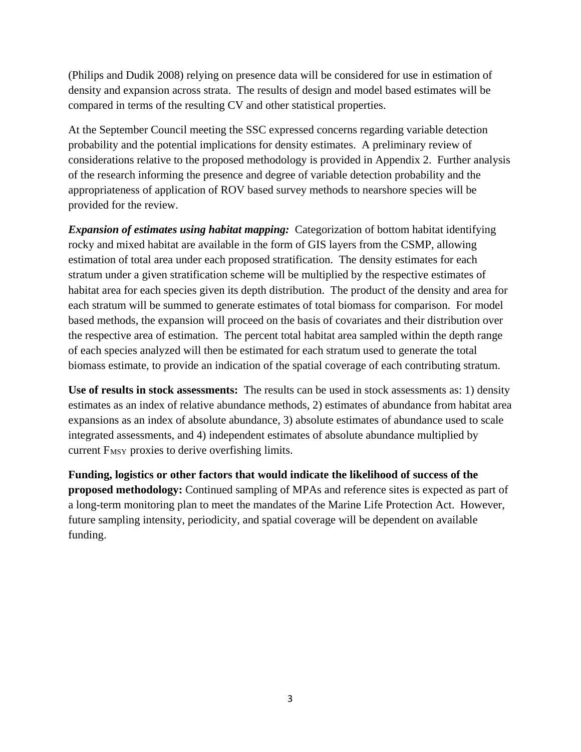(Philips and Dudik 2008) relying on presence data will be considered for use in estimation of density and expansion across strata. The results of design and model based estimates will be compared in terms of the resulting CV and other statistical properties.

At the September Council meeting the SSC expressed concerns regarding variable detection probability and the potential implications for density estimates. A preliminary review of considerations relative to the proposed methodology is provided in Appendix 2. Further analysis of the research informing the presence and degree of variable detection probability and the appropriateness of application of ROV based survey methods to nearshore species will be provided for the review.

***Expansion of estimates using habitat mapping:*** Categorization of bottom habitat identifying rocky and mixed habitat are available in the form of GIS layers from the CSMP, allowing estimation of total area under each proposed stratification. The density estimates for each stratum under a given stratification scheme will be multiplied by the respective estimates of habitat area for each species given its depth distribution. The product of the density and area for each stratum will be summed to generate estimates of total biomass for comparison. For model based methods, the expansion will proceed on the basis of covariates and their distribution over the respective area of estimation. The percent total habitat area sampled within the depth range of each species analyzed will then be estimated for each stratum used to generate the total biomass estimate, to provide an indication of the spatial coverage of each contributing stratum.

**Use of results in stock assessments:** The results can be used in stock assessments as: 1) density estimates as an index of relative abundance methods, 2) estimates of abundance from habitat area expansions as an index of absolute abundance, 3) absolute estimates of abundance used to scale integrated assessments, and 4) independent estimates of absolute abundance multiplied by current $F_{MSY}$ proxies to derive overfishing limits.

**Funding, logistics or other factors that would indicate the likelihood of success of the proposed methodology:** Continued sampling of MPAs and reference sites is expected as part of a long-term monitoring plan to meet the mandates of the Marine Life Protection Act. However, future sampling intensity, periodicity, and spatial coverage will be dependent on available funding.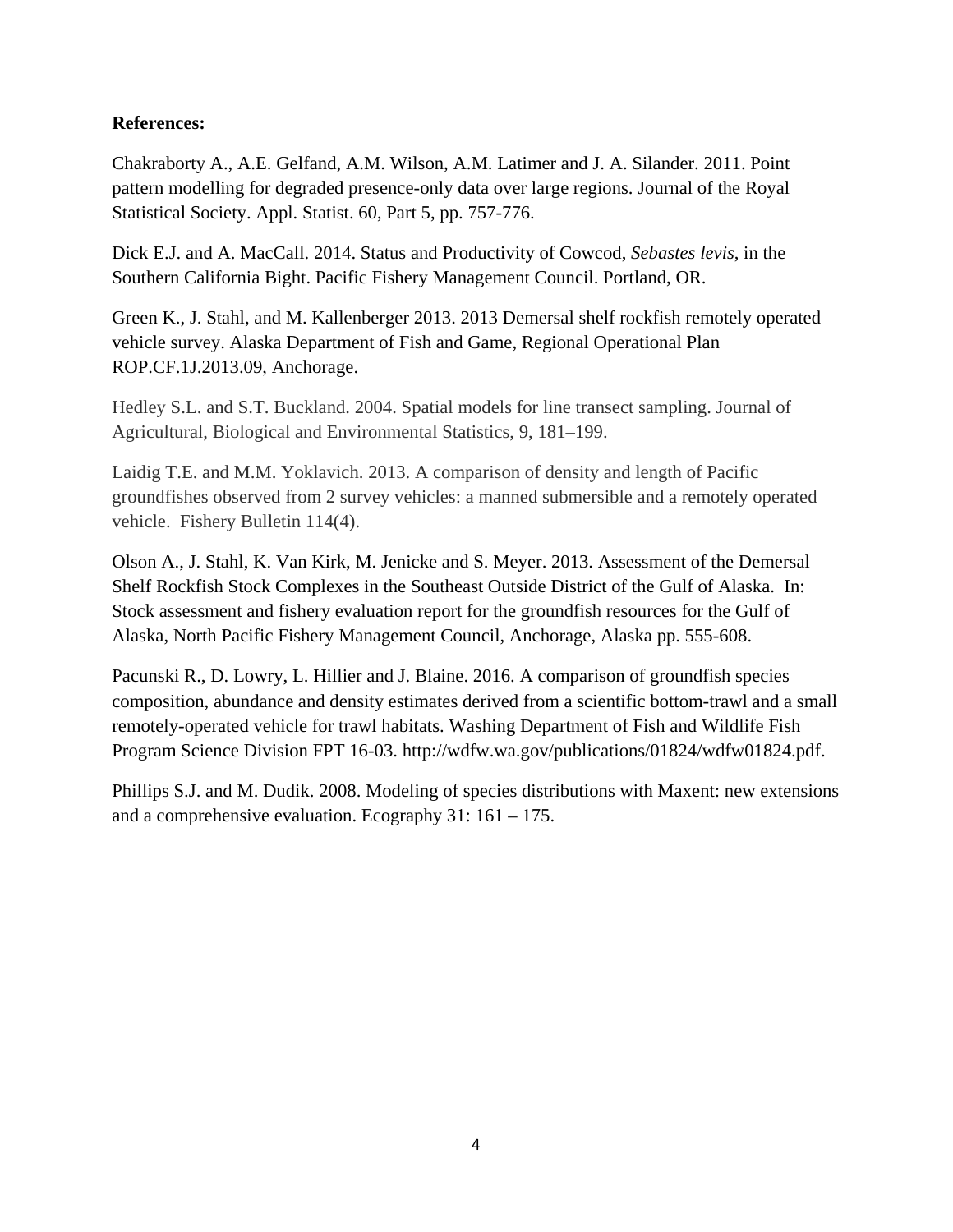**References:**

Chakraborty A., A.E. Gelfand, A.M. Wilson, A.M. Latimer and J. A. Silander. 2011. Point pattern modelling for degraded presence-only data over large regions. Journal of the Royal Statistical Society. Appl. Statist. 60, Part 5, pp. 757-776.

Dick E.J. and A. MacCall. 2014. Status and Productivity of Cowcod, *Sebastes levis*, in the Southern California Bight. Pacific Fishery Management Council. Portland, OR.

Green K., J. Stahl, and M. Kallenberger 2013. 2013 Demersal shelf rockfish remotely operated vehicle survey. Alaska Department of Fish and Game, Regional Operational Plan ROP.CF.1J.2013.09, Anchorage.

Hedley S.L. and S.T. Buckland. 2004. Spatial models for line transect sampling. Journal of Agricultural, Biological and Environmental Statistics, 9, 181–199.

Laidig T.E. and M.M. Yoklavich. 2013. A comparison of density and length of Pacific groundfishes observed from 2 survey vehicles: a manned submersible and a remotely operated vehicle. Fishery Bulletin 114(4).

Olson A., J. Stahl, K. Van Kirk, M. Jenicke and S. Meyer. 2013. Assessment of the Demersal Shelf Rockfish Stock Complexes in the Southeast Outside District of the Gulf of Alaska. In: Stock assessment and fishery evaluation report for the groundfish resources for the Gulf of Alaska, North Pacific Fishery Management Council, Anchorage, Alaska pp. 555-608.

Pacunski R., D. Lowry, L. Hillier and J. Blaine. 2016. A comparison of groundfish species composition, abundance and density estimates derived from a scientific bottom-trawl and a small remotely-operated vehicle for trawl habitats. Washing Department of Fish and Wildlife Fish Program Science Division FPT 16-03. http://wdfw.wa.gov/publications/01824/wdfw01824.pdf.

Phillips S.J. and M. Dudik. 2008. Modeling of species distributions with Maxent: new extensions and a comprehensive evaluation. Ecography 31: 161 – 175.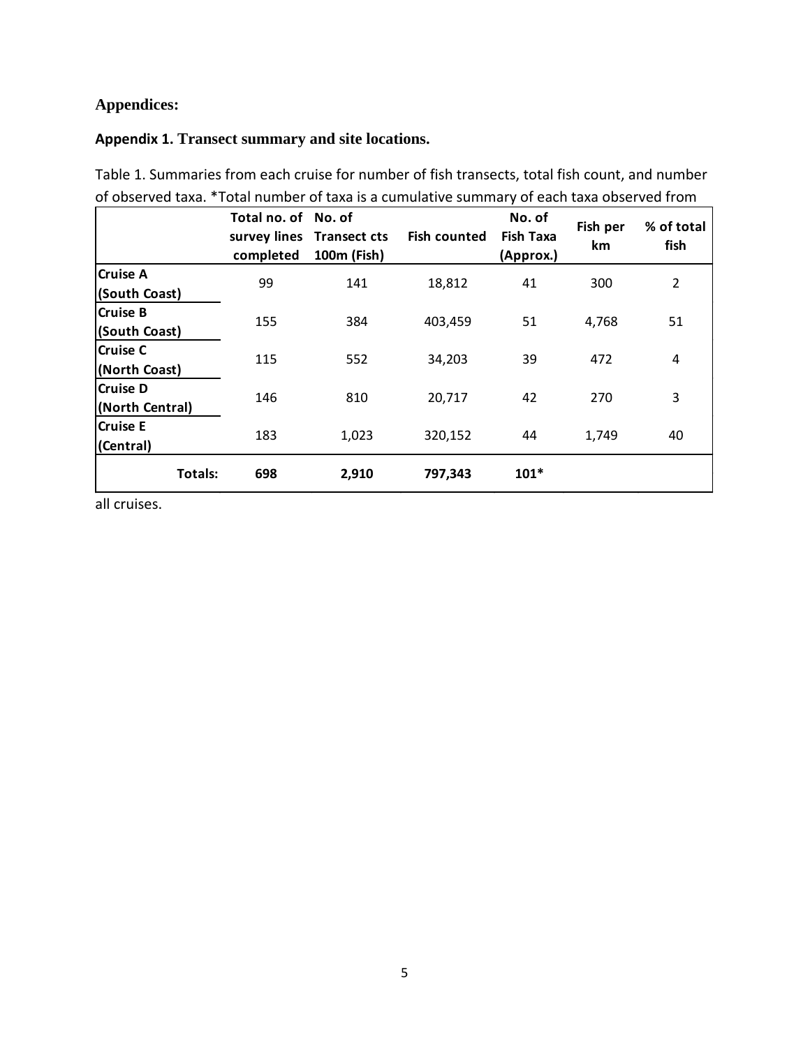# Appendices:

## Appendix 1. Transect summary and site locations.

Table 1. Summaries from each cruise for number of fish transects, total fish count, and number of observed taxa. *Total number of taxa is a cumulative summary of each taxa observed from all cruises.

| | Total no. of survey lines completed | No. of Transect cts 100m (Fish) | Fish counted | No. of Fish Taxa (Approx.) | Fish per km | % of total fish |
|---|---|---|---|---|---|---|
| **Cruise A (South Coast)** | 99 | 141 | 18,812 | 41 | 300 | 2 |
| **Cruise B (South Coast)** | 155 | 384 | 403,459 | 51 | 4,768 | 51 |
| **Cruise C (North Coast)** | 115 | 552 | 34,203 | 39 | 472 | 4 |
| **Cruise D (North Central)** | 146 | 810 | 20,717 | 42 | 270 | 3 |
| **Cruise E (Central)** | 183 | 1,023 | 320,152 | 44 | 1,749 | 40 |
| **Totals:** | **698** | **2,910** | **797,343** | **101*** | | |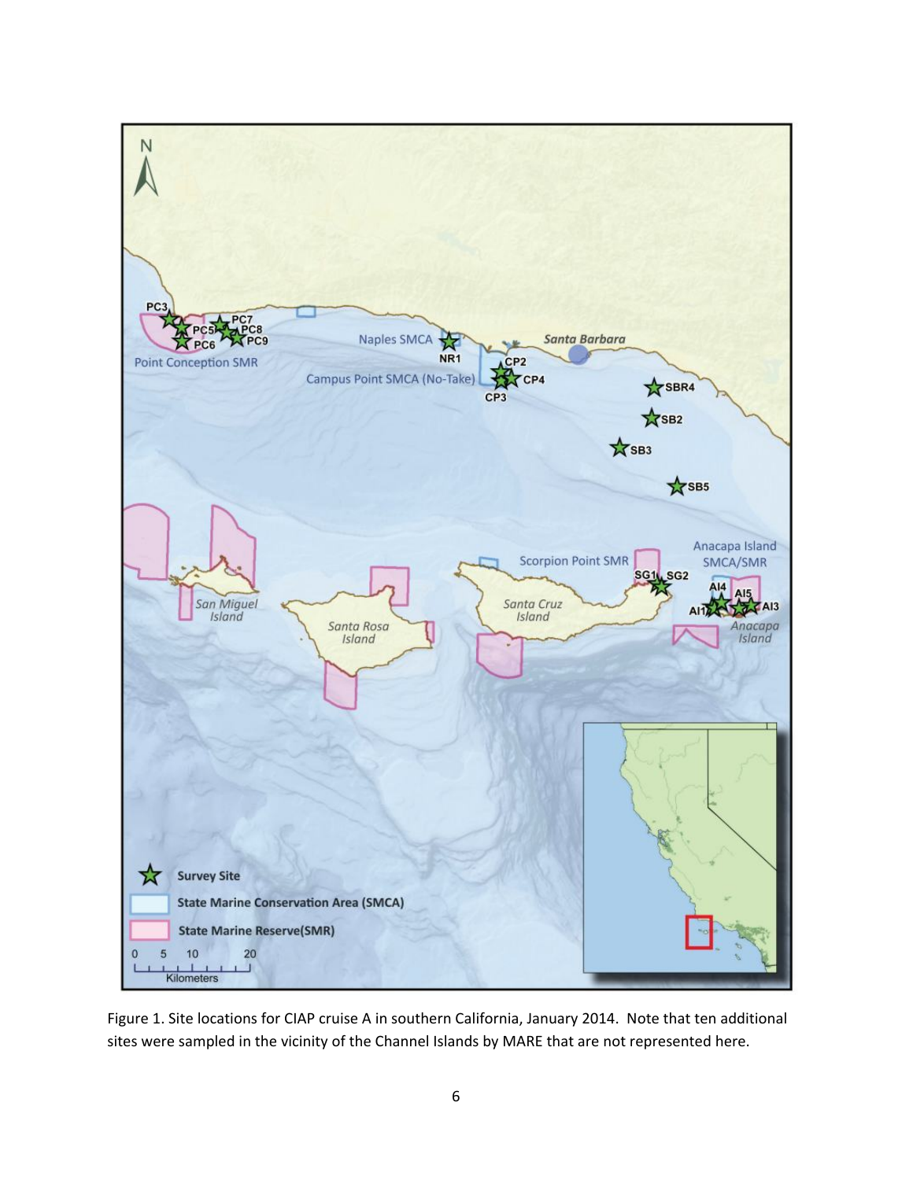Figure 1. Site locations for CIAP cruise A in southern California, January 2014. Note that ten additional sites were sampled in the vicinity of the Channel Islands by MARE that are not represented here.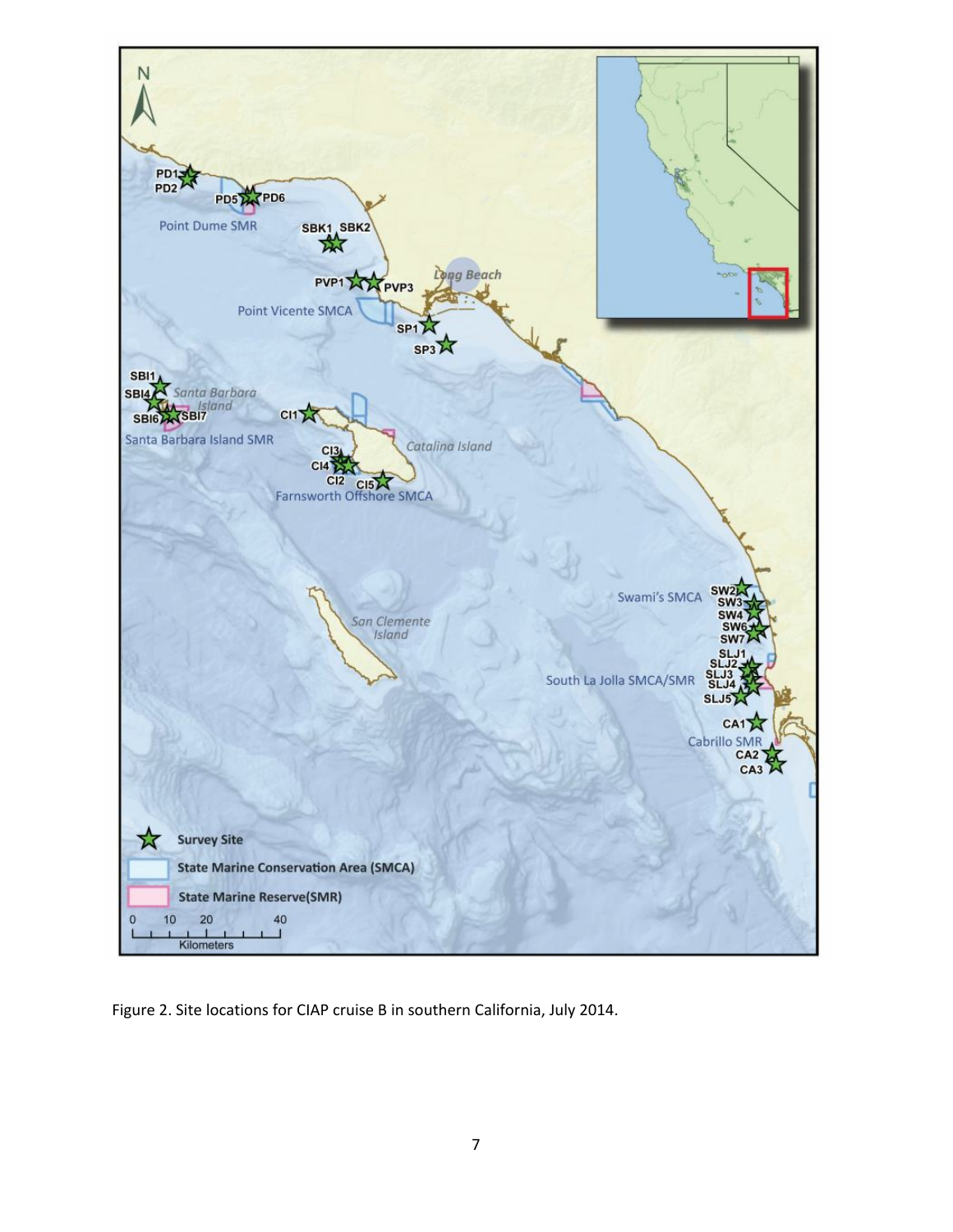Figure 2. Site locations for CIAP cruise B in southern California, July 2014.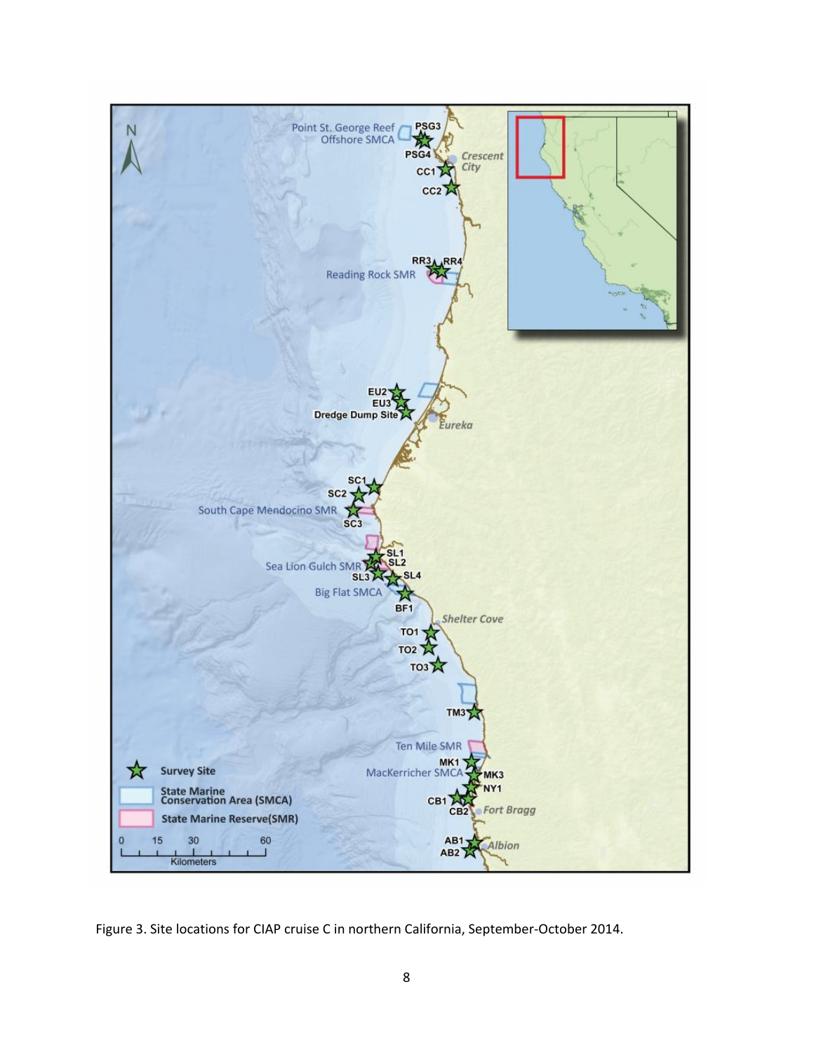Figure 3. Site locations for CIAP cruise C in northern California, September-October 2014.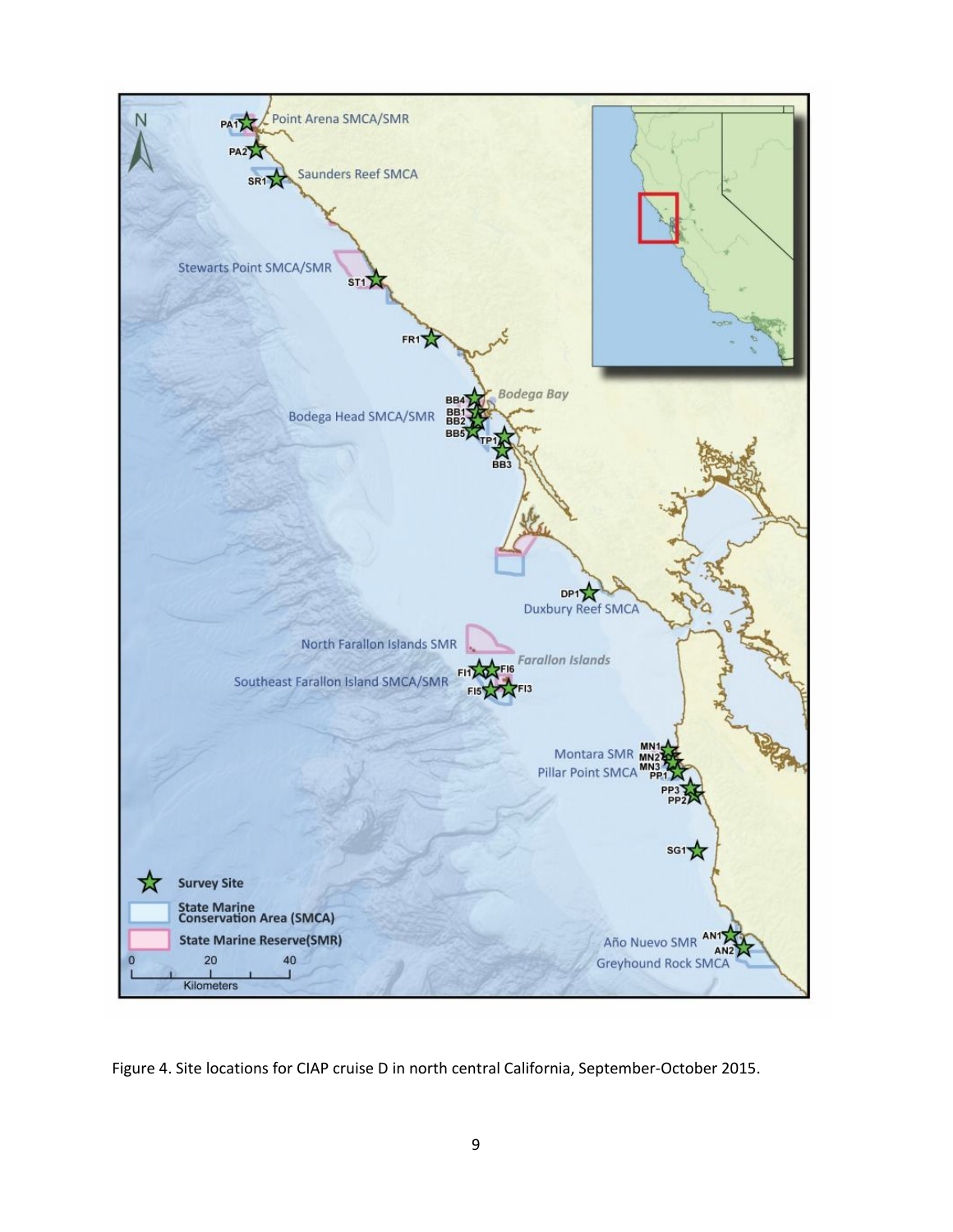Figure 4. Site locations for CIAP cruise D in north central California, September-October 2015.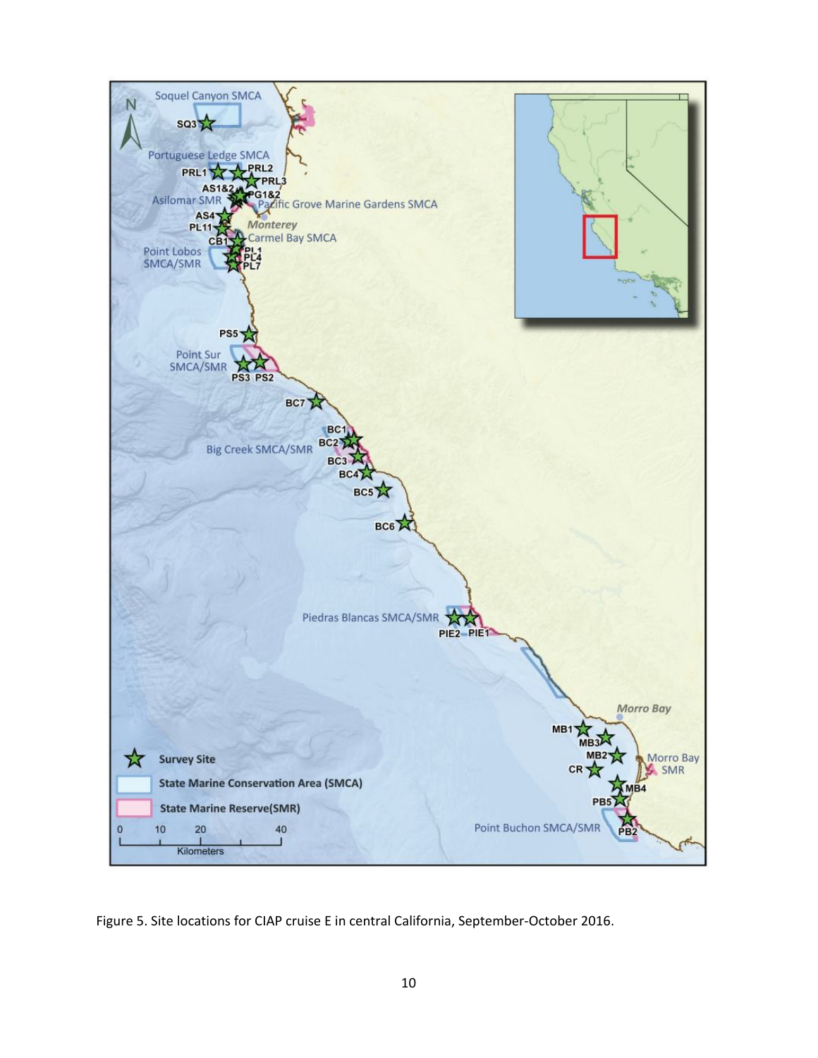Figure 5. Site locations for CIAP cruise E in central California, September-October 2016.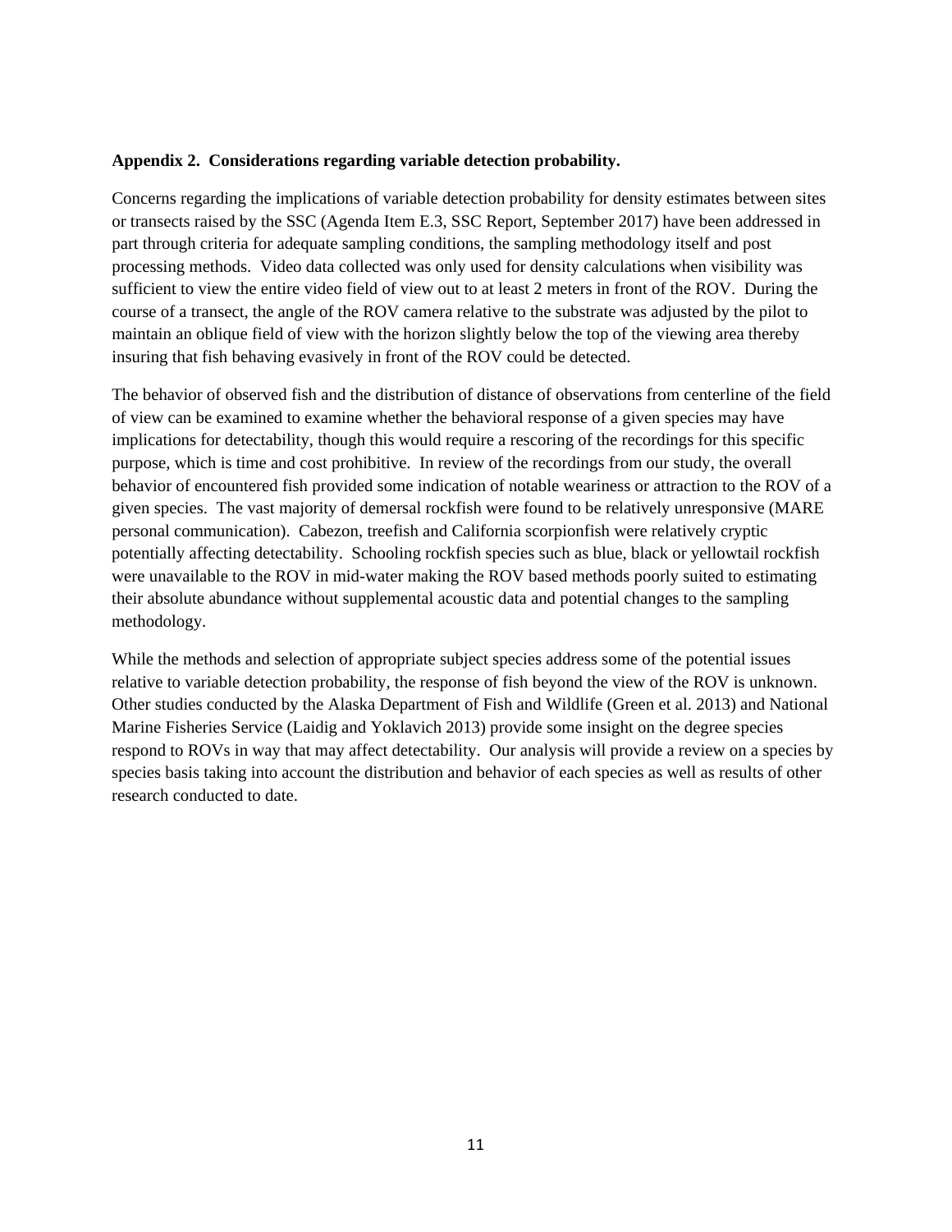**Appendix 2. Considerations regarding variable detection probability.**

Concerns regarding the implications of variable detection probability for density estimates between sites or transects raised by the SSC (Agenda Item E.3, SSC Report, September 2017) have been addressed in part through criteria for adequate sampling conditions, the sampling methodology itself and post processing methods. Video data collected was only used for density calculations when visibility was sufficient to view the entire video field of view out to at least 2 meters in front of the ROV. During the course of a transect, the angle of the ROV camera relative to the substrate was adjusted by the pilot to maintain an oblique field of view with the horizon slightly below the top of the viewing area thereby insuring that fish behaving evasively in front of the ROV could be detected.

The behavior of observed fish and the distribution of distance of observations from centerline of the field of view can be examined to examine whether the behavioral response of a given species may have implications for detectability, though this would require a rescoring of the recordings for this specific purpose, which is time and cost prohibitive. In review of the recordings from our study, the overall behavior of encountered fish provided some indication of notable weariness or attraction to the ROV of a given species. The vast majority of demersal rockfish were found to be relatively unresponsive (MARE personal communication). Cabezon, treefish and California scorpionfish were relatively cryptic potentially affecting detectability. Schooling rockfish species such as blue, black or yellowtail rockfish were unavailable to the ROV in mid-water making the ROV based methods poorly suited to estimating their absolute abundance without supplemental acoustic data and potential changes to the sampling methodology.

While the methods and selection of appropriate subject species address some of the potential issues relative to variable detection probability, the response of fish beyond the view of the ROV is unknown. Other studies conducted by the Alaska Department of Fish and Wildlife (Green et al. 2013) and National Marine Fisheries Service (Laidig and Yoklavich 2013) provide some insight on the degree species respond to ROVs in way that may affect detectability. Our analysis will provide a review on a species by species basis taking into account the distribution and behavior of each species as well as results of other research conducted to date.